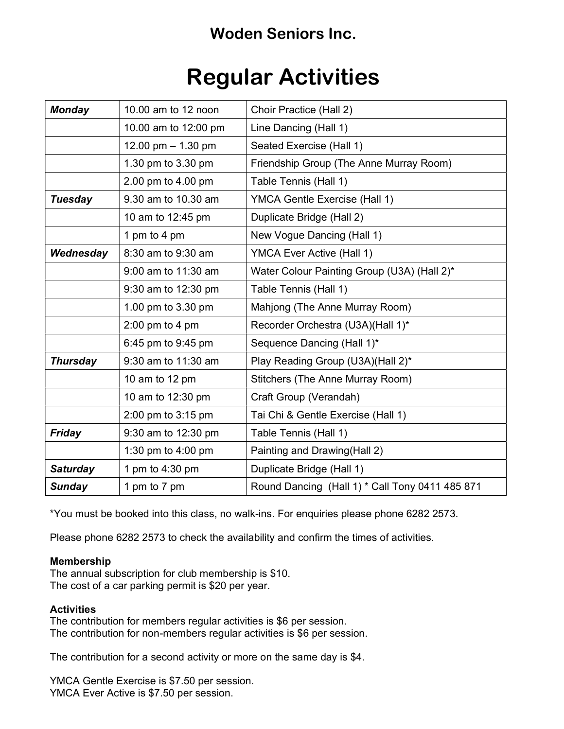# Woden Seniors Inc.

# Regular Activities

| | | |
|---|---|---|
| ***Monday*** | 10.00 am to 12 noon | Choir Practice (Hall 2) |
| | 10.00 am to 12:00 pm | Line Dancing (Hall 1) |
| | 12.00 pm – 1.30 pm | Seated Exercise (Hall 1) |
| | 1.30 pm to 3.30 pm | Friendship Group (The Anne Murray Room) |
| | 2.00 pm to 4.00 pm | Table Tennis (Hall 1) |
| ***Tuesday*** | 9.30 am to 10.30 am | YMCA Gentle Exercise (Hall 1) |
| | 10 am to 12:45 pm | Duplicate Bridge (Hall 2) |
| | 1 pm to 4 pm | New Vogue Dancing (Hall 1) |
| ***Wednesday*** | 8:30 am to 9:30 am | YMCA Ever Active (Hall 1) |
| | 9:00 am to 11:30 am | Water Colour Painting Group (U3A) (Hall 2)* |
| | 9:30 am to 12:30 pm | Table Tennis (Hall 1) |
| | 1.00 pm to 3.30 pm | Mahjong (The Anne Murray Room) |
| | 2:00 pm to 4 pm | Recorder Orchestra (U3A)(Hall 1)* |
| | 6:45 pm to 9:45 pm | Sequence Dancing (Hall 1)* |
| ***Thursday*** | 9:30 am to 11:30 am | Play Reading Group (U3A)(Hall 2)* |
| | 10 am to 12 pm | Stitchers (The Anne Murray Room) |
| | 10 am to 12:30 pm | Craft Group (Verandah) |
| | 2:00 pm to 3:15 pm | Tai Chi & Gentle Exercise (Hall 1) |
| ***Friday*** | 9:30 am to 12:30 pm | Table Tennis (Hall 1) |
| | 1:30 pm to 4:00 pm | Painting and Drawing(Hall 2) |
| ***Saturday*** | 1 pm to 4:30 pm | Duplicate Bridge (Hall 1) |
| ***Sunday*** | 1 pm to 7 pm | Round Dancing (Hall 1) * Call Tony 0411 485 871 |

*You must be booked into this class, no walk-ins. For enquiries please phone 6282 2573.

Please phone 6282 2573 to check the availability and confirm the times of activities.

**Membership**
The annual subscription for club membership is $10.
The cost of a car parking permit is $20 per year.

**Activities**
The contribution for members regular activities is $6 per session.
The contribution for non-members regular activities is $6 per session.

The contribution for a second activity or more on the same day is $4.

YMCA Gentle Exercise is $7.50 per session.
YMCA Ever Active is $7.50 per session.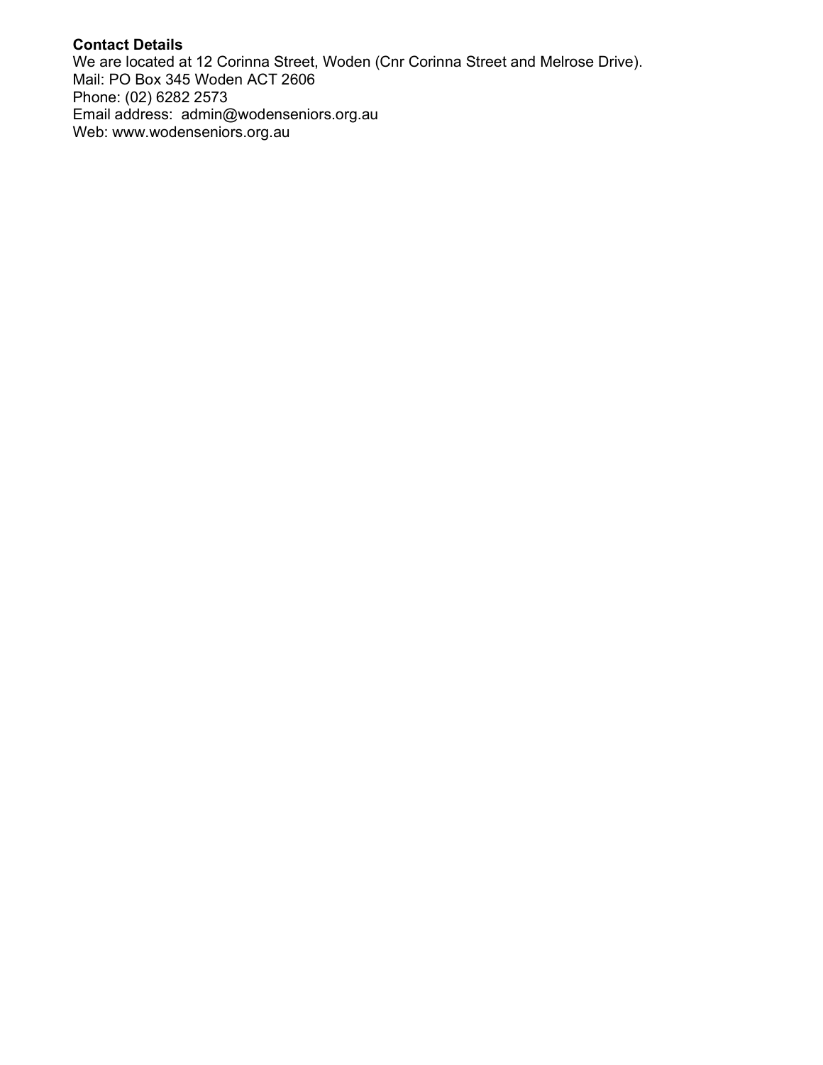**Contact Details**

We are located at 12 Corinna Street, Woden (Cnr Corinna Street and Melrose Drive).
Mail: PO Box 345 Woden ACT 2606
Phone: (02) 6282 2573
Email address: admin@wodenseniors.org.au
Web: www.wodenseniors.org.au